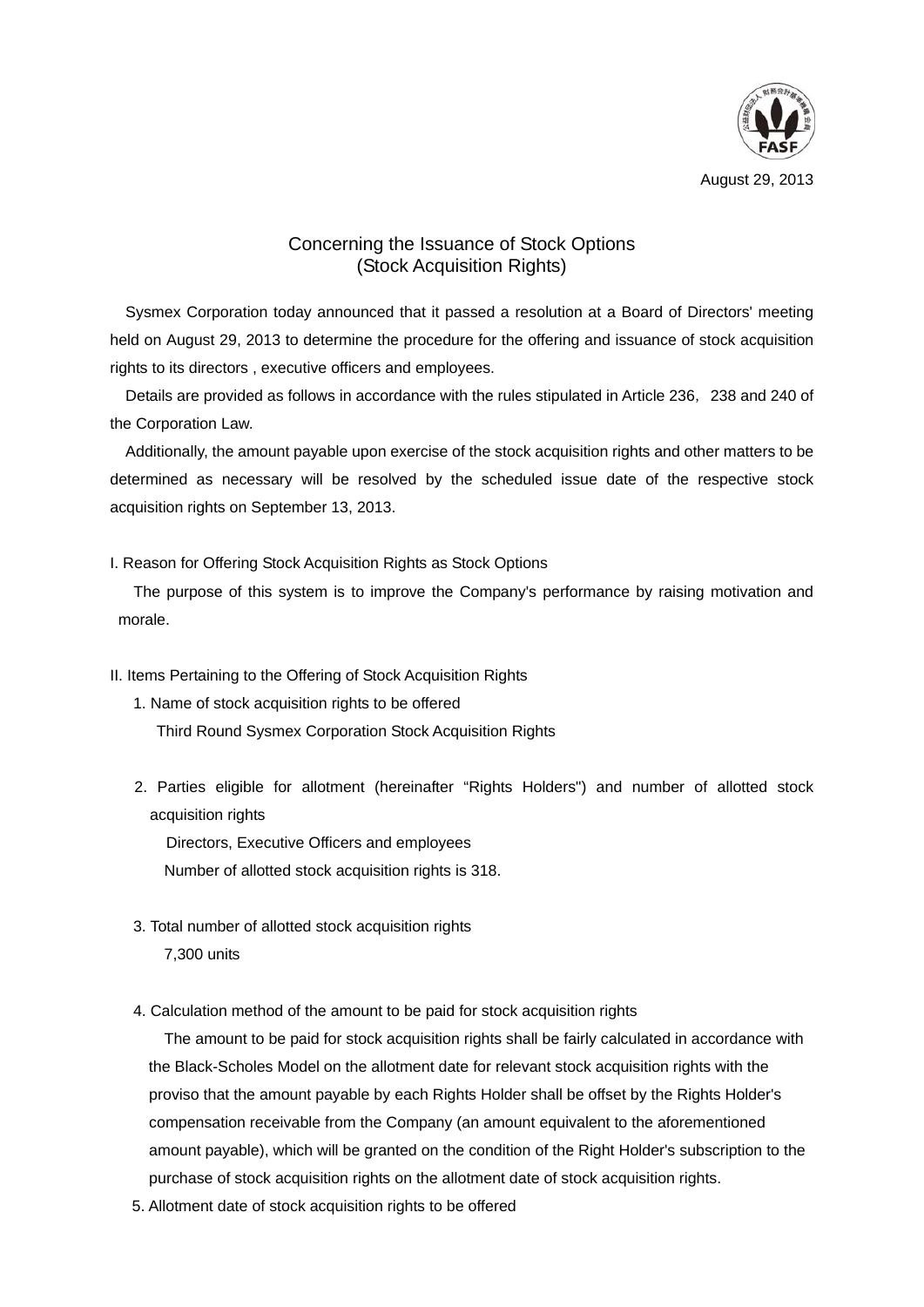August 29, 2013

# Concerning the Issuance of Stock Options (Stock Acquisition Rights)

Sysmex Corporation today announced that it passed a resolution at a Board of Directors' meeting held on August 29, 2013 to determine the procedure for the offering and issuance of stock acquisition rights to its directors , executive officers and employees.

Details are provided as follows in accordance with the rules stipulated in Article 236, 238 and 240 of the Corporation Law.

Additionally, the amount payable upon exercise of the stock acquisition rights and other matters to be determined as necessary will be resolved by the scheduled issue date of the respective stock acquisition rights on September 13, 2013.

## I. Reason for Offering Stock Acquisition Rights as Stock Options

The purpose of this system is to improve the Company's performance by raising motivation and morale.

## II. Items Pertaining to the Offering of Stock Acquisition Rights

1. Name of stock acquisition rights to be offered

   Third Round Sysmex Corporation Stock Acquisition Rights

2. Parties eligible for allotment (hereinafter "Rights Holders") and number of allotted stock acquisition rights

   Directors, Executive Officers and employees

   Number of allotted stock acquisition rights is 318.

3. Total number of allotted stock acquisition rights

   7,300 units

4. Calculation method of the amount to be paid for stock acquisition rights

   The amount to be paid for stock acquisition rights shall be fairly calculated in accordance with the Black-Scholes Model on the allotment date for relevant stock acquisition rights with the proviso that the amount payable by each Rights Holder shall be offset by the Rights Holder's compensation receivable from the Company (an amount equivalent to the aforementioned amount payable), which will be granted on the condition of the Right Holder's subscription to the purchase of stock acquisition rights on the allotment date of stock acquisition rights.

5. Allotment date of stock acquisition rights to be offered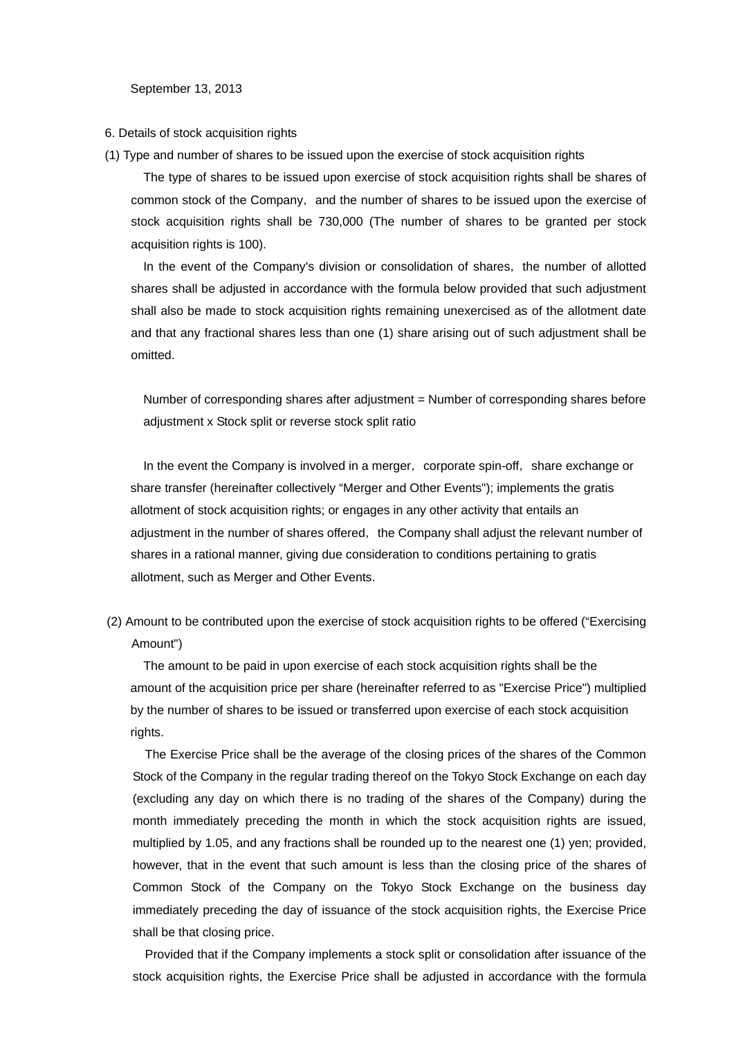September 13, 2013

6. Details of stock acquisition rights

(1) Type and number of shares to be issued upon the exercise of stock acquisition rights

The type of shares to be issued upon exercise of stock acquisition rights shall be shares of common stock of the Company, and the number of shares to be issued upon the exercise of stock acquisition rights shall be 730,000 (The number of shares to be granted per stock acquisition rights is 100).

In the event of the Company's division or consolidation of shares, the number of allotted shares shall be adjusted in accordance with the formula below provided that such adjustment shall also be made to stock acquisition rights remaining unexercised as of the allotment date and that any fractional shares less than one (1) share arising out of such adjustment shall be omitted.

Number of corresponding shares after adjustment = Number of corresponding shares before adjustment x Stock split or reverse stock split ratio

In the event the Company is involved in a merger, corporate spin-off, share exchange or share transfer (hereinafter collectively “Merger and Other Events"); implements the gratis allotment of stock acquisition rights; or engages in any other activity that entails an adjustment in the number of shares offered, the Company shall adjust the relevant number of shares in a rational manner, giving due consideration to conditions pertaining to gratis allotment, such as Merger and Other Events.

(2) Amount to be contributed upon the exercise of stock acquisition rights to be offered (“Exercising Amount")

The amount to be paid in upon exercise of each stock acquisition rights shall be the amount of the acquisition price per share (hereinafter referred to as "Exercise Price") multiplied by the number of shares to be issued or transferred upon exercise of each stock acquisition rights.

The Exercise Price shall be the average of the closing prices of the shares of the Common Stock of the Company in the regular trading thereof on the Tokyo Stock Exchange on each day (excluding any day on which there is no trading of the shares of the Company) during the month immediately preceding the month in which the stock acquisition rights are issued, multiplied by 1.05, and any fractions shall be rounded up to the nearest one (1) yen; provided, however, that in the event that such amount is less than the closing price of the shares of Common Stock of the Company on the Tokyo Stock Exchange on the business day immediately preceding the day of issuance of the stock acquisition rights, the Exercise Price shall be that closing price.

Provided that if the Company implements a stock split or consolidation after issuance of the stock acquisition rights, the Exercise Price shall be adjusted in accordance with the formula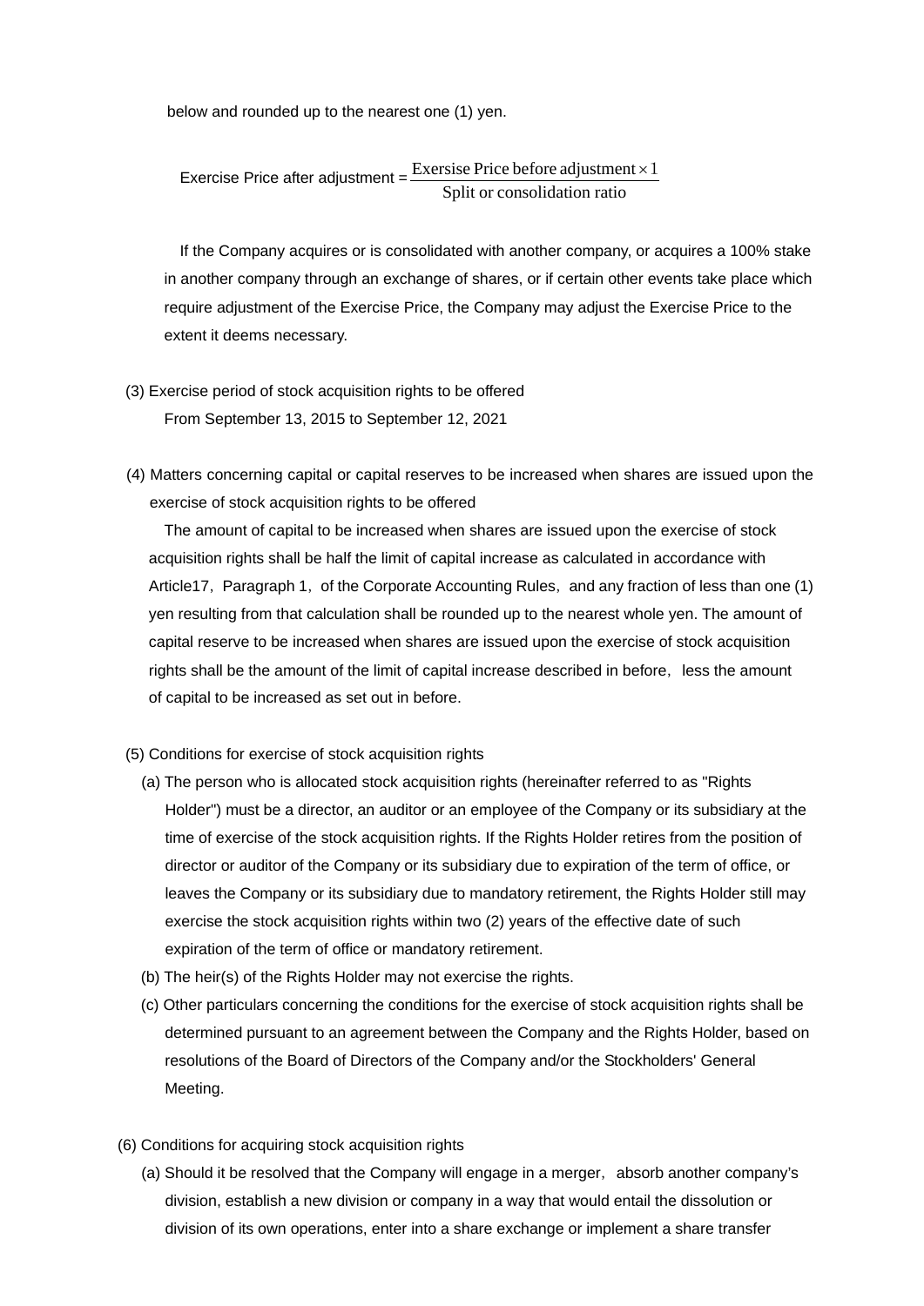below and rounded up to the nearest one (1) yen.

$$\text{Exercise Price after adjustment} = \frac{\text{Exersise Price before adjustment} \times 1}{\text{Split or consolidation ratio}}$$

If the Company acquires or is consolidated with another company, or acquires a 100% stake in another company through an exchange of shares, or if certain other events take place which require adjustment of the Exercise Price, the Company may adjust the Exercise Price to the extent it deems necessary.

(3) Exercise period of stock acquisition rights to be offered

From September 13, 2015 to September 12, 2021

(4) Matters concerning capital or capital reserves to be increased when shares are issued upon the exercise of stock acquisition rights to be offered

The amount of capital to be increased when shares are issued upon the exercise of stock acquisition rights shall be half the limit of capital increase as calculated in accordance with Article17, Paragraph 1, of the Corporate Accounting Rules, and any fraction of less than one (1) yen resulting from that calculation shall be rounded up to the nearest whole yen. The amount of capital reserve to be increased when shares are issued upon the exercise of stock acquisition rights shall be the amount of the limit of capital increase described in before, less the amount of capital to be increased as set out in before.

(5) Conditions for exercise of stock acquisition rights

(a) The person who is allocated stock acquisition rights (hereinafter referred to as "Rights Holder") must be a director, an auditor or an employee of the Company or its subsidiary at the time of exercise of the stock acquisition rights. If the Rights Holder retires from the position of director or auditor of the Company or its subsidiary due to expiration of the term of office, or leaves the Company or its subsidiary due to mandatory retirement, the Rights Holder still may exercise the stock acquisition rights within two (2) years of the effective date of such expiration of the term of office or mandatory retirement.

(b) The heir(s) of the Rights Holder may not exercise the rights.

(c) Other particulars concerning the conditions for the exercise of stock acquisition rights shall be determined pursuant to an agreement between the Company and the Rights Holder, based on resolutions of the Board of Directors of the Company and/or the Stockholders' General Meeting.

(6) Conditions for acquiring stock acquisition rights

(a) Should it be resolved that the Company will engage in a merger, absorb another company's division, establish a new division or company in a way that would entail the dissolution or division of its own operations, enter into a share exchange or implement a share transfer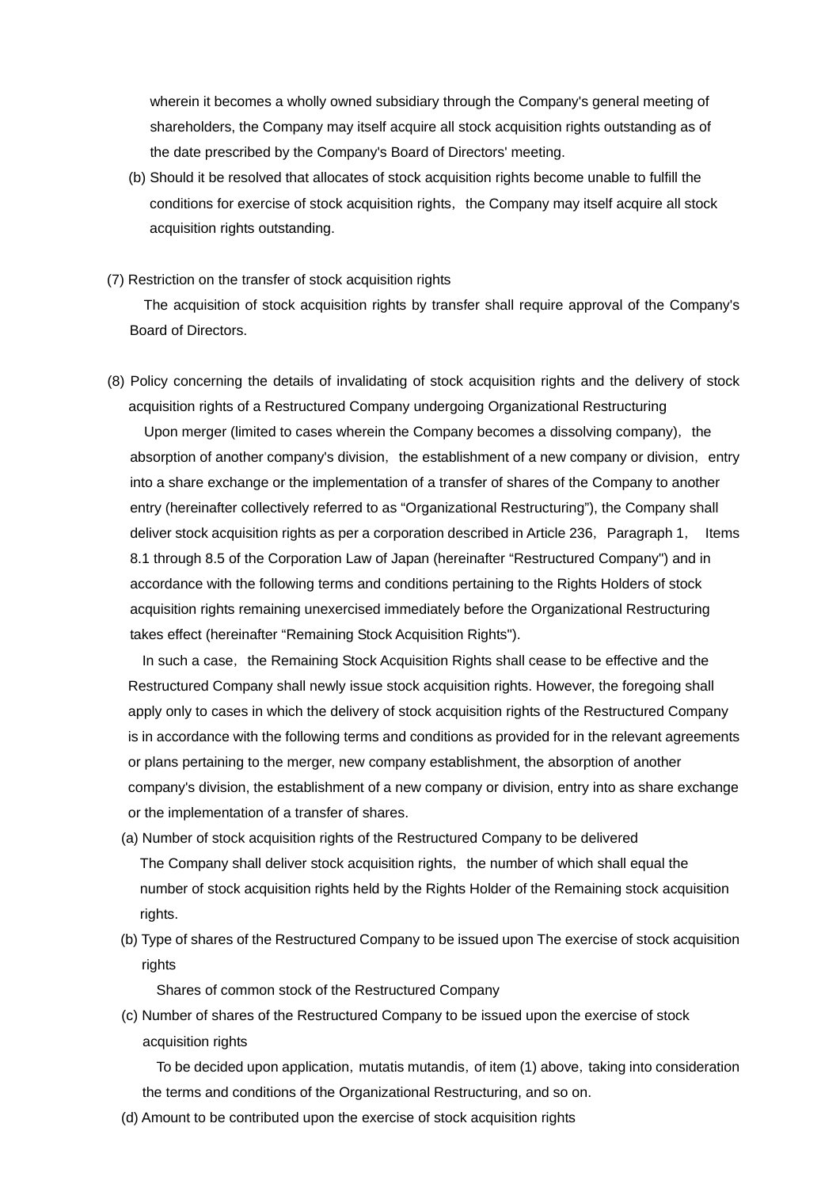wherein it becomes a wholly owned subsidiary through the Company's general meeting of shareholders, the Company may itself acquire all stock acquisition rights outstanding as of the date prescribed by the Company's Board of Directors' meeting.

(b) Should it be resolved that allocates of stock acquisition rights become unable to fulfill the conditions for exercise of stock acquisition rights, the Company may itself acquire all stock acquisition rights outstanding.

(7) Restriction on the transfer of stock acquisition rights

The acquisition of stock acquisition rights by transfer shall require approval of the Company's Board of Directors.

(8) Policy concerning the details of invalidating of stock acquisition rights and the delivery of stock acquisition rights of a Restructured Company undergoing Organizational Restructuring

Upon merger (limited to cases wherein the Company becomes a dissolving company), the absorption of another company's division, the establishment of a new company or division, entry into a share exchange or the implementation of a transfer of shares of the Company to another entry (hereinafter collectively referred to as "Organizational Restructuring"), the Company shall deliver stock acquisition rights as per a corporation described in Article 236, Paragraph 1, Items 8.1 through 8.5 of the Corporation Law of Japan (hereinafter "Restructured Company") and in accordance with the following terms and conditions pertaining to the Rights Holders of stock acquisition rights remaining unexercised immediately before the Organizational Restructuring takes effect (hereinafter "Remaining Stock Acquisition Rights").

In such a case, the Remaining Stock Acquisition Rights shall cease to be effective and the Restructured Company shall newly issue stock acquisition rights. However, the foregoing shall apply only to cases in which the delivery of stock acquisition rights of the Restructured Company is in accordance with the following terms and conditions as provided for in the relevant agreements or plans pertaining to the merger, new company establishment, the absorption of another company's division, the establishment of a new company or division, entry into as share exchange or the implementation of a transfer of shares.

(a) Number of stock acquisition rights of the Restructured Company to be delivered

The Company shall deliver stock acquisition rights, the number of which shall equal the number of stock acquisition rights held by the Rights Holder of the Remaining stock acquisition rights.

(b) Type of shares of the Restructured Company to be issued upon The exercise of stock acquisition rights

Shares of common stock of the Restructured Company

(c) Number of shares of the Restructured Company to be issued upon the exercise of stock acquisition rights

To be decided upon application, mutatis mutandis, of item (1) above, taking into consideration the terms and conditions of the Organizational Restructuring, and so on.

(d) Amount to be contributed upon the exercise of stock acquisition rights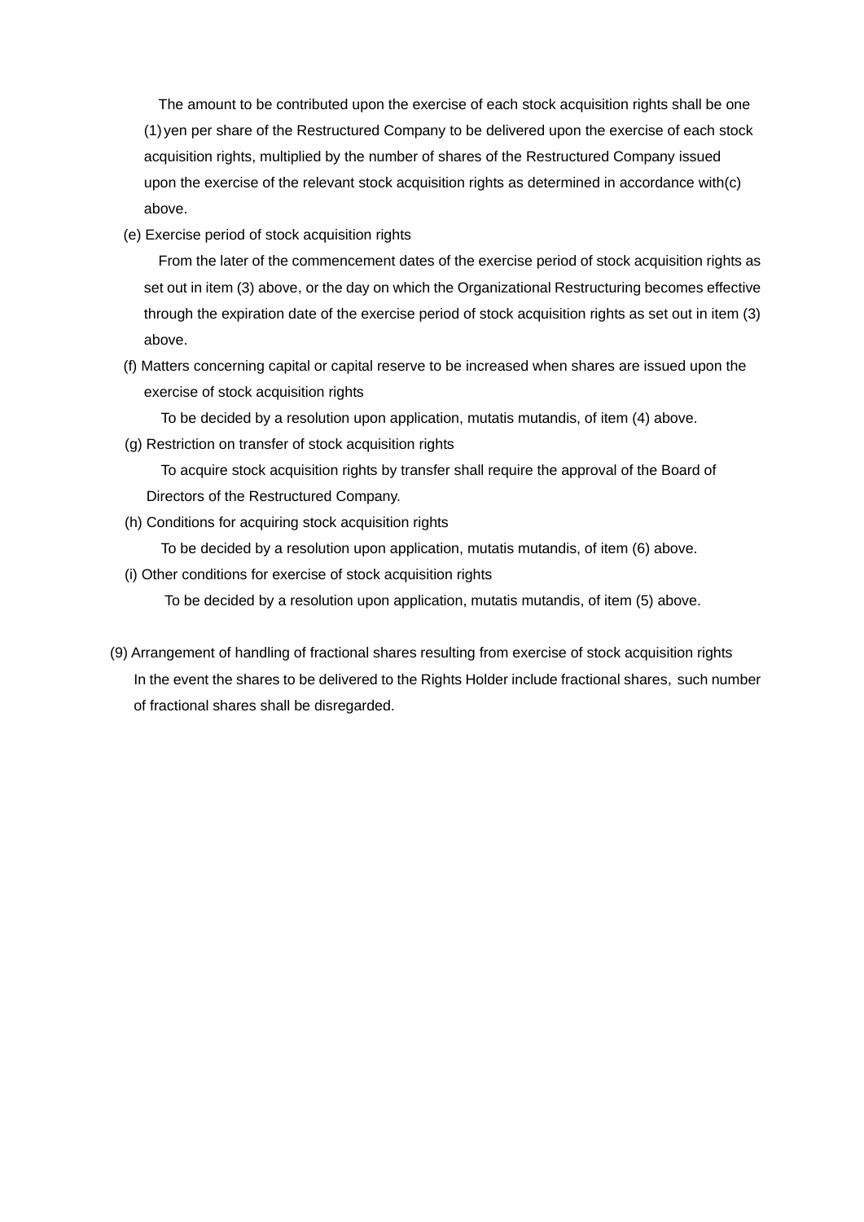The amount to be contributed upon the exercise of each stock acquisition rights shall be one (1) yen per share of the Restructured Company to be delivered upon the exercise of each stock acquisition rights, multiplied by the number of shares of the Restructured Company issued upon the exercise of the relevant stock acquisition rights as determined in accordance with(c) above.

(e) Exercise period of stock acquisition rights

From the later of the commencement dates of the exercise period of stock acquisition rights as set out in item (3) above, or the day on which the Organizational Restructuring becomes effective through the expiration date of the exercise period of stock acquisition rights as set out in item (3) above.

(f) Matters concerning capital or capital reserve to be increased when shares are issued upon the exercise of stock acquisition rights

To be decided by a resolution upon application, mutatis mutandis, of item (4) above.

(g) Restriction on transfer of stock acquisition rights

To acquire stock acquisition rights by transfer shall require the approval of the Board of Directors of the Restructured Company.

(h) Conditions for acquiring stock acquisition rights

To be decided by a resolution upon application, mutatis mutandis, of item (6) above.

(i) Other conditions for exercise of stock acquisition rights

To be decided by a resolution upon application, mutatis mutandis, of item (5) above.

(9) Arrangement of handling of fractional shares resulting from exercise of stock acquisition rights

In the event the shares to be delivered to the Rights Holder include fractional shares, such number of fractional shares shall be disregarded.